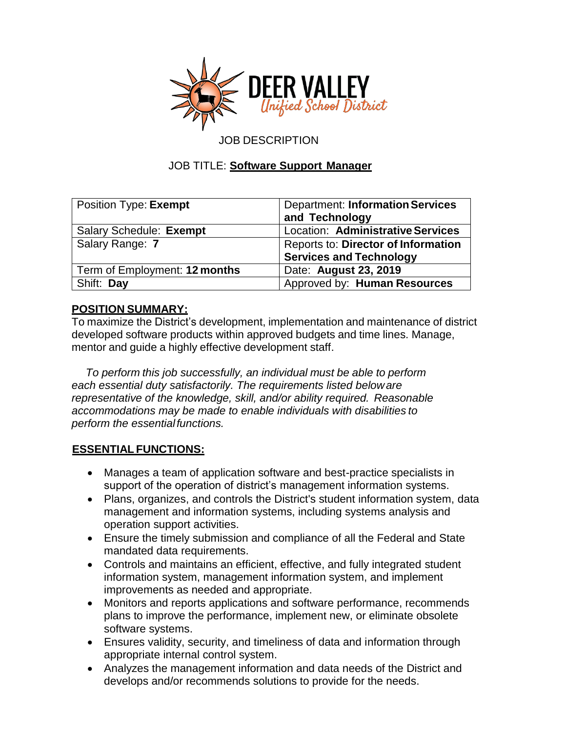# DEER VALLEY

*Unified School District*

JOB DESCRIPTION

JOB TITLE: **Software Support Manager**

| Position Type: **Exempt** | Department: **Information Services and Technology** |
|---|---|
| Salary Schedule: **Exempt** | Location: **Administrative Services** |
| Salary Range: **7** | Reports to: **Director of Information Services and Technology** |
| Term of Employment: **12 months** | Date: **August 23, 2019** |
| Shift: **Day** | Approved by: **Human Resources** |

## POSITION SUMMARY:

To maximize the District's development, implementation and maintenance of district developed software products within approved budgets and time lines. Manage, mentor and guide a highly effective development staff.

*To perform this job successfully, an individual must be able to perform each essential duty satisfactorily. The requirements listed below are representative of the knowledge, skill, and/or ability required. Reasonable accommodations may be made to enable individuals with disabilities to perform the essential functions.*

## ESSENTIAL FUNCTIONS:

- Manages a team of application software and best-practice specialists in support of the operation of district's management information systems.
- Plans, organizes, and controls the District's student information system, data management and information systems, including systems analysis and operation support activities.
- Ensure the timely submission and compliance of all the Federal and State mandated data requirements.
- Controls and maintains an efficient, effective, and fully integrated student information system, management information system, and implement improvements as needed and appropriate.
- Monitors and reports applications and software performance, recommends plans to improve the performance, implement new, or eliminate obsolete software systems.
- Ensures validity, security, and timeliness of data and information through appropriate internal control system.
- Analyzes the management information and data needs of the District and develops and/or recommends solutions to provide for the needs.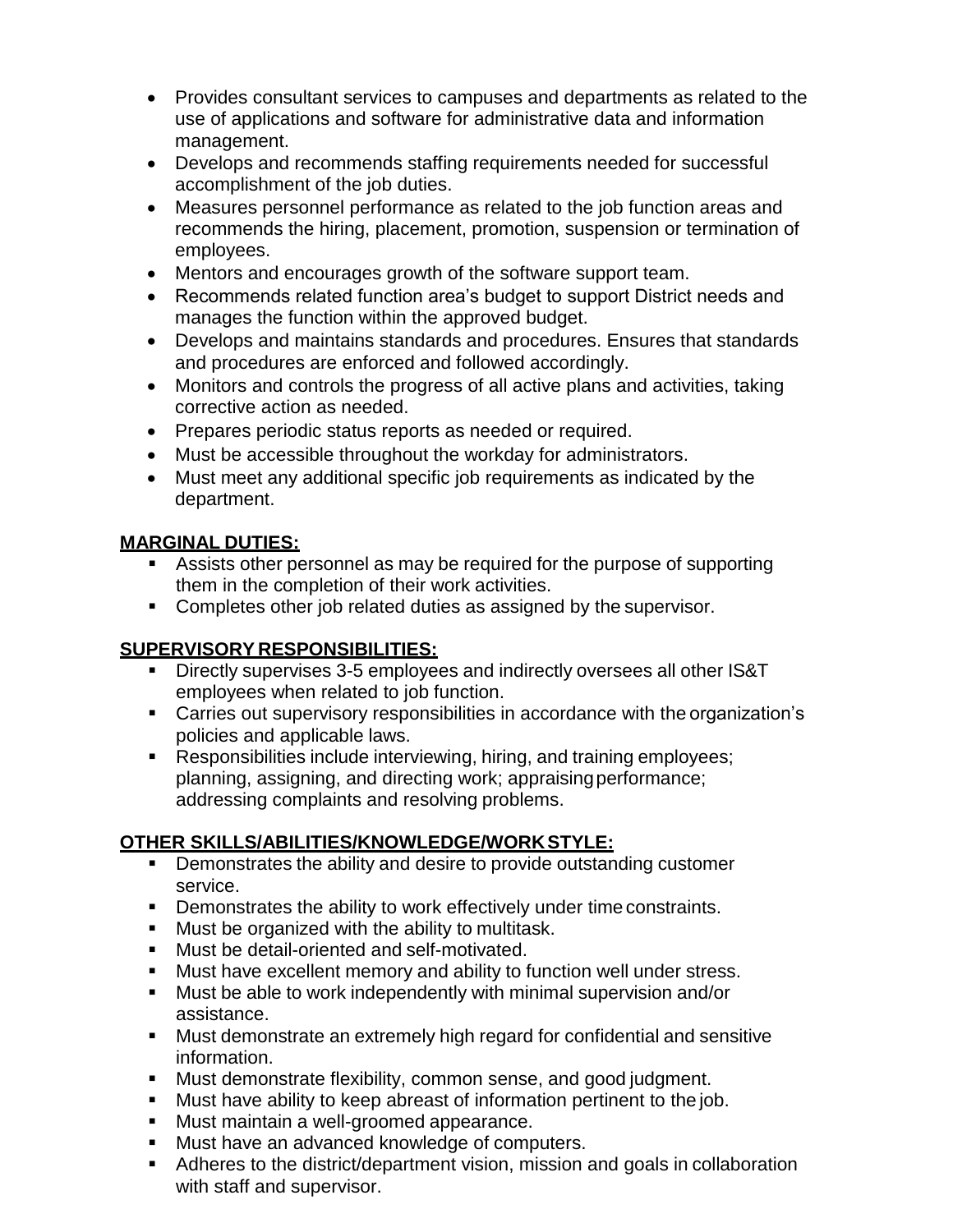- Provides consultant services to campuses and departments as related to the use of applications and software for administrative data and information management.
- Develops and recommends staffing requirements needed for successful accomplishment of the job duties.
- Measures personnel performance as related to the job function areas and recommends the hiring, placement, promotion, suspension or termination of employees.
- Mentors and encourages growth of the software support team.
- Recommends related function area's budget to support District needs and manages the function within the approved budget.
- Develops and maintains standards and procedures. Ensures that standards and procedures are enforced and followed accordingly.
- Monitors and controls the progress of all active plans and activities, taking corrective action as needed.
- Prepares periodic status reports as needed or required.
- Must be accessible throughout the workday for administrators.
- Must meet any additional specific job requirements as indicated by the department.

**MARGINAL DUTIES:**

- Assists other personnel as may be required for the purpose of supporting them in the completion of their work activities.
- Completes other job related duties as assigned by the supervisor.

**SUPERVISORY RESPONSIBILITIES:**

- Directly supervises 3-5 employees and indirectly oversees all other IS&T employees when related to job function.
- Carries out supervisory responsibilities in accordance with the organization's policies and applicable laws.
- Responsibilities include interviewing, hiring, and training employees; planning, assigning, and directing work; appraising performance; addressing complaints and resolving problems.

**OTHER SKILLS/ABILITIES/KNOWLEDGE/WORK STYLE:**

- Demonstrates the ability and desire to provide outstanding customer service.
- Demonstrates the ability to work effectively under time constraints.
- Must be organized with the ability to multitask.
- Must be detail-oriented and self-motivated.
- Must have excellent memory and ability to function well under stress.
- Must be able to work independently with minimal supervision and/or assistance.
- Must demonstrate an extremely high regard for confidential and sensitive information.
- Must demonstrate flexibility, common sense, and good judgment.
- Must have ability to keep abreast of information pertinent to the job.
- Must maintain a well-groomed appearance.
- Must have an advanced knowledge of computers.
- Adheres to the district/department vision, mission and goals in collaboration with staff and supervisor.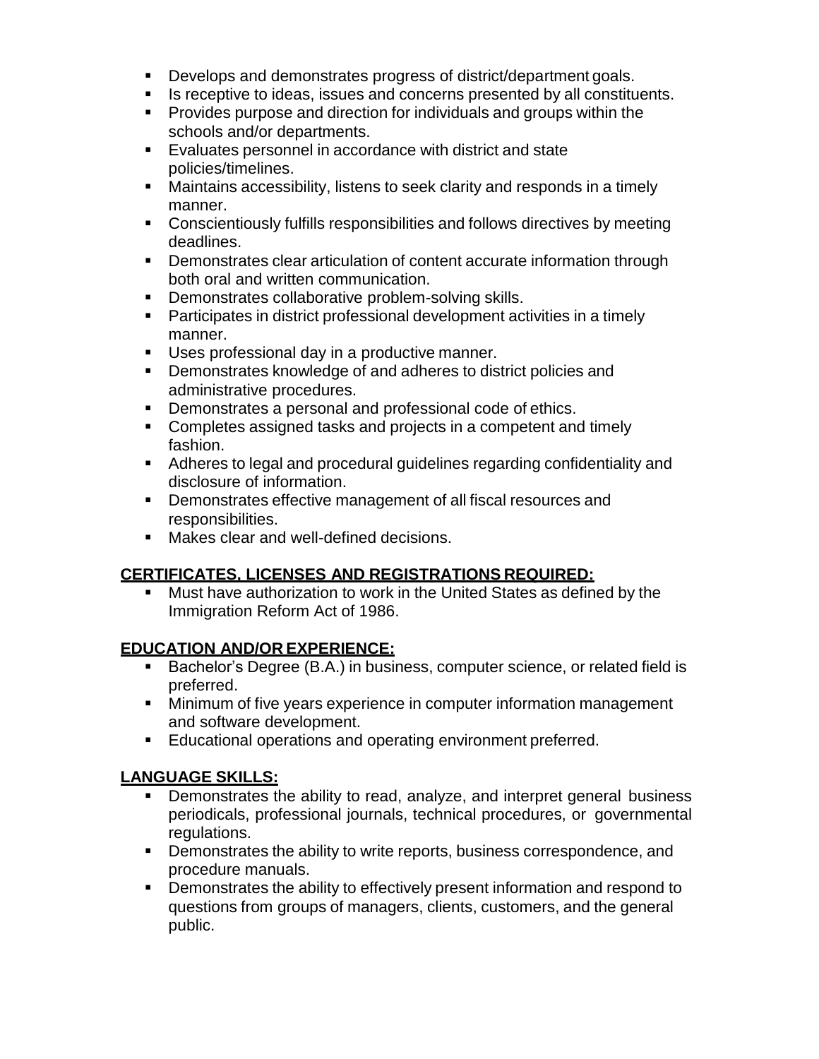- Develops and demonstrates progress of district/department goals.
- Is receptive to ideas, issues and concerns presented by all constituents.
- Provides purpose and direction for individuals and groups within the schools and/or departments.
- Evaluates personnel in accordance with district and state policies/timelines.
- Maintains accessibility, listens to seek clarity and responds in a timely manner.
- Conscientiously fulfills responsibilities and follows directives by meeting deadlines.
- Demonstrates clear articulation of content accurate information through both oral and written communication.
- Demonstrates collaborative problem-solving skills.
- Participates in district professional development activities in a timely manner.
- Uses professional day in a productive manner.
- Demonstrates knowledge of and adheres to district policies and administrative procedures.
- Demonstrates a personal and professional code of ethics.
- Completes assigned tasks and projects in a competent and timely fashion.
- Adheres to legal and procedural guidelines regarding confidentiality and disclosure of information.
- Demonstrates effective management of all fiscal resources and responsibilities.
- Makes clear and well-defined decisions.

## CERTIFICATES, LICENSES AND REGISTRATIONS REQUIRED:

- Must have authorization to work in the United States as defined by the Immigration Reform Act of 1986.

## EDUCATION AND/OR EXPERIENCE:

- Bachelor's Degree (B.A.) in business, computer science, or related field is preferred.
- Minimum of five years experience in computer information management and software development.
- Educational operations and operating environment preferred.

## LANGUAGE SKILLS:

- Demonstrates the ability to read, analyze, and interpret general business periodicals, professional journals, technical procedures, or governmental regulations.
- Demonstrates the ability to write reports, business correspondence, and procedure manuals.
- Demonstrates the ability to effectively present information and respond to questions from groups of managers, clients, customers, and the general public.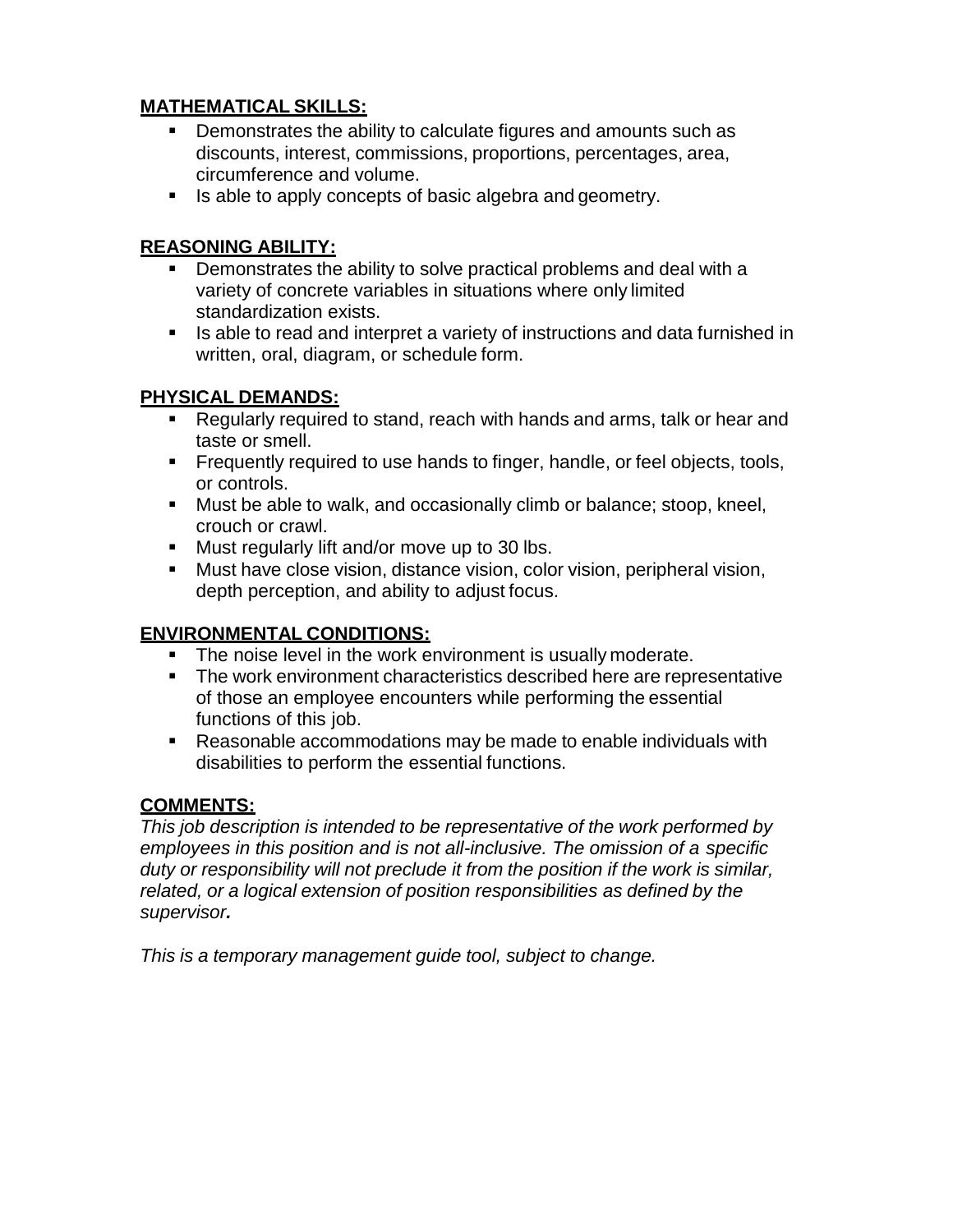## MATHEMATICAL SKILLS:

- Demonstrates the ability to calculate figures and amounts such as discounts, interest, commissions, proportions, percentages, area, circumference and volume.
- Is able to apply concepts of basic algebra and geometry.

## REASONING ABILITY:

- Demonstrates the ability to solve practical problems and deal with a variety of concrete variables in situations where only limited standardization exists.
- Is able to read and interpret a variety of instructions and data furnished in written, oral, diagram, or schedule form.

## PHYSICAL DEMANDS:

- Regularly required to stand, reach with hands and arms, talk or hear and taste or smell.
- Frequently required to use hands to finger, handle, or feel objects, tools, or controls.
- Must be able to walk, and occasionally climb or balance; stoop, kneel, crouch or crawl.
- Must regularly lift and/or move up to 30 lbs.
- Must have close vision, distance vision, color vision, peripheral vision, depth perception, and ability to adjust focus.

## ENVIRONMENTAL CONDITIONS:

- The noise level in the work environment is usually moderate.
- The work environment characteristics described here are representative of those an employee encounters while performing the essential functions of this job.
- Reasonable accommodations may be made to enable individuals with disabilities to perform the essential functions.

## COMMENTS:

*This job description is intended to be representative of the work performed by employees in this position and is not all-inclusive. The omission of a specific duty or responsibility will not preclude it from the position if the work is similar, related, or a logical extension of position responsibilities as defined by the supervisor.*

*This is a temporary management guide tool, subject to change.*